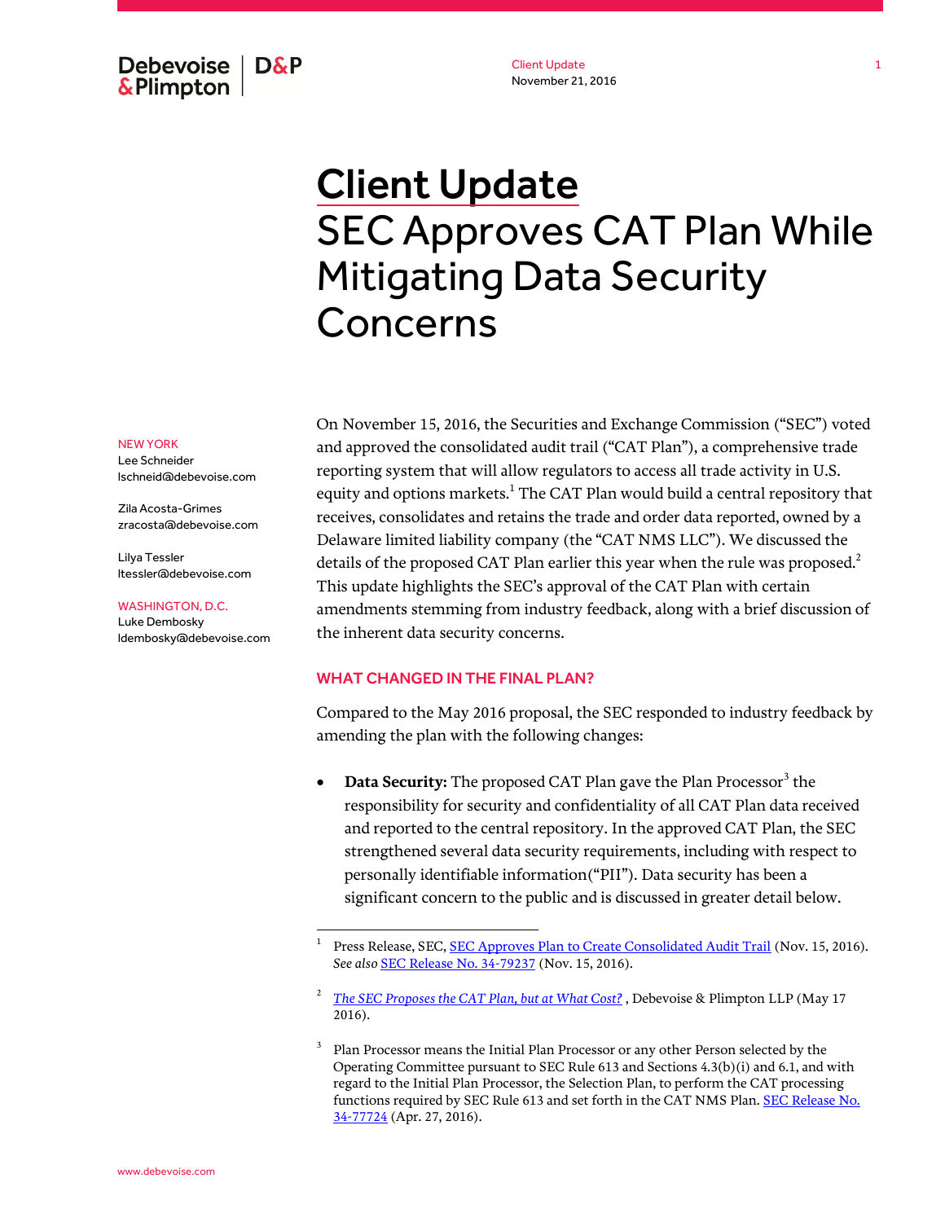# Client Update

## SEC Approves CAT Plan While Mitigating Data Security Concerns

NEW YORK
Lee Schneider
lschneid@debevoise.com

Zila Acosta-Grimes
zracosta@debevoise.com

Lilya Tessler
ltessler@debevoise.com

WASHINGTON, D.C.
Luke Dembosky
ldembosky@debevoise.com

On November 15, 2016, the Securities and Exchange Commission ("SEC") voted and approved the consolidated audit trail ("CAT Plan"), a comprehensive trade reporting system that will allow regulators to access all trade activity in U.S. equity and options markets.[1] The CAT Plan would build a central repository that receives, consolidates and retains the trade and order data reported, owned by a Delaware limited liability company (the "CAT NMS LLC"). We discussed the details of the proposed CAT Plan earlier this year when the rule was proposed.[2] This update highlights the SEC's approval of the CAT Plan with certain amendments stemming from industry feedback, along with a brief discussion of the inherent data security concerns.

### WHAT CHANGED IN THE FINAL PLAN?

Compared to the May 2016 proposal, the SEC responded to industry feedback by amending the plan with the following changes:

- **Data Security:** The proposed CAT Plan gave the Plan Processor[3] the responsibility for security and confidentiality of all CAT Plan data received and reported to the central repository. In the approved CAT Plan, the SEC strengthened several data security requirements, including with respect to personally identifiable information("PII"). Data security has been a significant concern to the public and is discussed in greater detail below.

---

[1] Press Release, SEC, SEC Approves Plan to Create Consolidated Audit Trail (Nov. 15, 2016). *See also* SEC Release No. 34-79237 (Nov. 15, 2016).

[2] *The SEC Proposes the CAT Plan, but at What Cost?* , Debevoise & Plimpton LLP (May 17 2016).

[3] Plan Processor means the Initial Plan Processor or any other Person selected by the Operating Committee pursuant to SEC Rule 613 and Sections 4.3(b)(i) and 6.1, and with regard to the Initial Plan Processor, the Selection Plan, to perform the CAT processing functions required by SEC Rule 613 and set forth in the CAT NMS Plan. SEC Release No. 34-77724 (Apr. 27, 2016).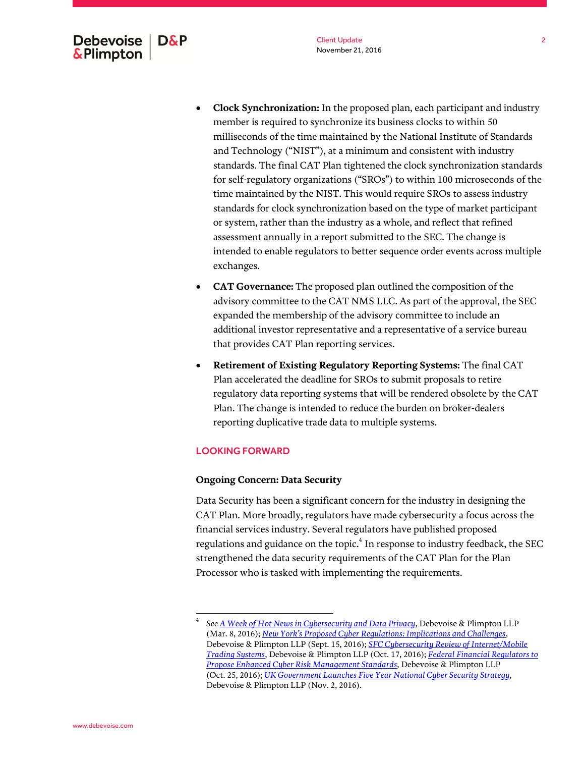- **Clock Synchronization:** In the proposed plan, each participant and industry member is required to synchronize its business clocks to within 50 milliseconds of the time maintained by the National Institute of Standards and Technology ("NIST"), at a minimum and consistent with industry standards. The final CAT Plan tightened the clock synchronization standards for self-regulatory organizations ("SROs") to within 100 microseconds of the time maintained by the NIST. This would require SROs to assess industry standards for clock synchronization based on the type of market participant or system, rather than the industry as a whole, and reflect that refined assessment annually in a report submitted to the SEC. The change is intended to enable regulators to better sequence order events across multiple exchanges.

- **CAT Governance:** The proposed plan outlined the composition of the advisory committee to the CAT NMS LLC. As part of the approval, the SEC expanded the membership of the advisory committee to include an additional investor representative and a representative of a service bureau that provides CAT Plan reporting services.

- **Retirement of Existing Regulatory Reporting Systems:** The final CAT Plan accelerated the deadline for SROs to submit proposals to retire regulatory data reporting systems that will be rendered obsolete by the CAT Plan. The change is intended to reduce the burden on broker-dealers reporting duplicative trade data to multiple systems.

## LOOKING FORWARD

### Ongoing Concern: Data Security

Data Security has been a significant concern for the industry in designing the CAT Plan. More broadly, regulators have made cybersecurity a focus across the financial services industry. Several regulators have published proposed regulations and guidance on the topic.[4] In response to industry feedback, the SEC strengthened the data security requirements of the CAT Plan for the Plan Processor who is tasked with implementing the requirements.

---

[4] *See* *A Week of Hot News in Cybersecurity and Data Privacy*, Debevoise & Plimpton LLP (Mar. 8, 2016); *New York's Proposed Cyber Regulations: Implications and Challenges*, Debevoise & Plimpton LLP (Sept. 15, 2016); *SFC Cybersecurity Review of Internet/Mobile Trading Systems*, Debevoise & Plimpton LLP (Oct. 17, 2016); *Federal Financial Regulators to Propose Enhanced Cyber Risk Management Standards*, Debevoise & Plimpton LLP (Oct. 25, 2016); *UK Government Launches Five Year National Cyber Security Strategy*, Debevoise & Plimpton LLP (Nov. 2, 2016).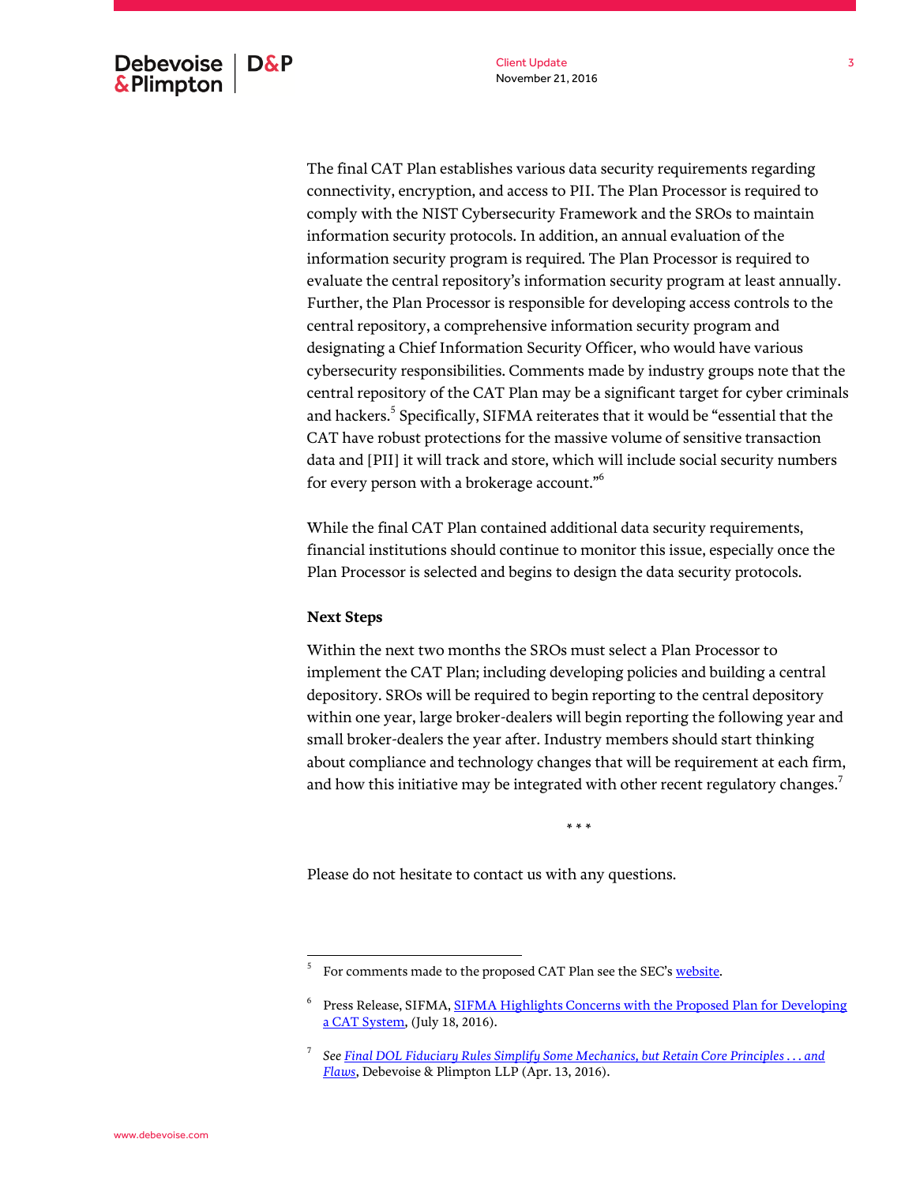The final CAT Plan establishes various data security requirements regarding connectivity, encryption, and access to PII. The Plan Processor is required to comply with the NIST Cybersecurity Framework and the SROs to maintain information security protocols. In addition, an annual evaluation of the information security program is required. The Plan Processor is required to evaluate the central repository's information security program at least annually. Further, the Plan Processor is responsible for developing access controls to the central repository, a comprehensive information security program and designating a Chief Information Security Officer, who would have various cybersecurity responsibilities. Comments made by industry groups note that the central repository of the CAT Plan may be a significant target for cyber criminals and hackers.[5] Specifically, SIFMA reiterates that it would be "essential that the CAT have robust protections for the massive volume of sensitive transaction data and [PII] it will track and store, which will include social security numbers for every person with a brokerage account."[6]

While the final CAT Plan contained additional data security requirements, financial institutions should continue to monitor this issue, especially once the Plan Processor is selected and begins to design the data security protocols.

**Next Steps**

Within the next two months the SROs must select a Plan Processor to implement the CAT Plan; including developing policies and building a central depository. SROs will be required to begin reporting to the central depository within one year, large broker-dealers will begin reporting the following year and small broker-dealers the year after. Industry members should start thinking about compliance and technology changes that will be requirement at each firm, and how this initiative may be integrated with other recent regulatory changes.[7]

\* \* \*

Please do not hesitate to contact us with any questions.

---

[5] For comments made to the proposed CAT Plan see the SEC's website.

[6] Press Release, SIFMA, SIFMA Highlights Concerns with the Proposed Plan for Developing a CAT System, (July 18, 2016).

[7] *See* *Final DOL Fiduciary Rules Simplify Some Mechanics, but Retain Core Principles . . . and Flaws*, Debevoise & Plimpton LLP (Apr. 13, 2016).